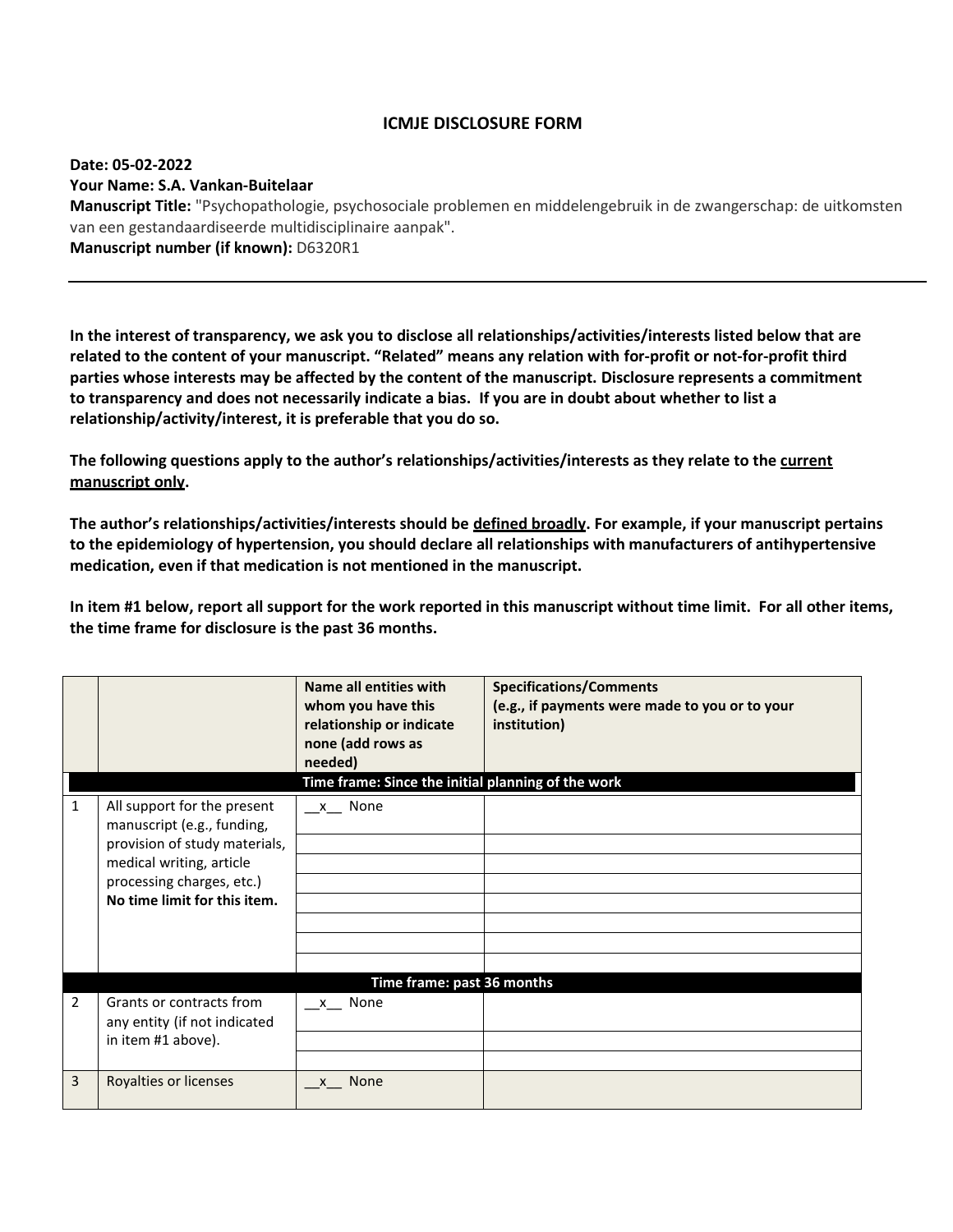# ICMJE DISCLOSURE FORM

**Date: 05-02-2022**
**Your Name: S.A. Vankan-Buitelaar**
**Manuscript Title:** "Psychopathologie, psychosociale problemen en middelengebruik in de zwangerschap: de uitkomsten van een gestandaardiseerde multidisciplinaire aanpak".
**Manuscript number (if known):** D6320R1

---

**In the interest of transparency, we ask you to disclose all relationships/activities/interests listed below that are related to the content of your manuscript. "Related" means any relation with for-profit or not-for-profit third parties whose interests may be affected by the content of the manuscript. Disclosure represents a commitment to transparency and does not necessarily indicate a bias. If you are in doubt about whether to list a relationship/activity/interest, it is preferable that you do so.**

**The following questions apply to the author's relationships/activities/interests as they relate to the current manuscript only.**

**The author's relationships/activities/interests should be defined broadly. For example, if your manuscript pertains to the epidemiology of hypertension, you should declare all relationships with manufacturers of antihypertensive medication, even if that medication is not mentioned in the manuscript.**

**In item #1 below, report all support for the work reported in this manuscript without time limit. For all other items, the time frame for disclosure is the past 36 months.**

| | | **Name all entities with whom you have this relationship or indicate none (add rows as needed)** | **Specifications/Comments (e.g., if payments were made to you or to your institution)** |
|---|---|---|---|
| | | **Time frame: Since the initial planning of the work** | |
| 1 | All support for the present manuscript (e.g., funding, provision of study materials, medical writing, article processing charges, etc.) **No time limit for this item.** | \_\_x\_\_ None | |
| | | | |
| | | | |
| | | | |
| | | | |
| | | | |
| | | | |
| | | | |
| | | **Time frame: past 36 months** | |
| 2 | Grants or contracts from any entity (if not indicated in item #1 above). | \_\_x\_\_ None | |
| | | | |
| | | | |
| 3 | Royalties or licenses | \_\_x\_\_ None | |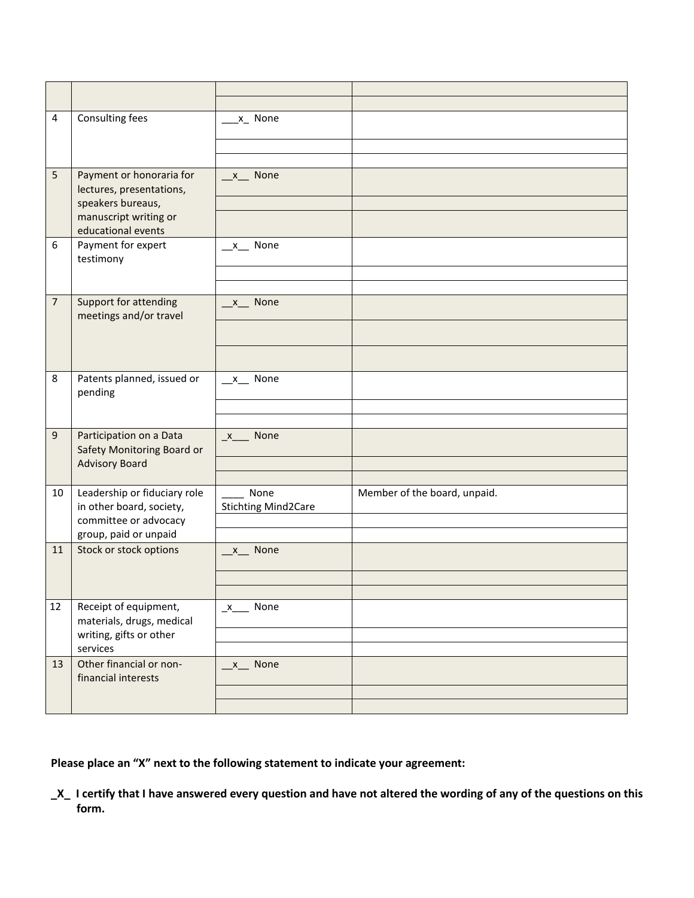| | | | |
|---|---|---|---|
| | | | |
| | | | |
| 4 | Consulting fees | ___x_ None | |
| | | | |
| | | | |
| 5 | Payment or honoraria for lectures, presentations, speakers bureaus, manuscript writing or educational events | __x__ None | |
| | | | |
| | | | |
| 6 | Payment for expert testimony | __x__ None | |
| | | | |
| | | | |
| 7 | Support for attending meetings and/or travel | __x__ None | |
| | | | |
| | | | |
| 8 | Patents planned, issued or pending | __x__ None | |
| | | | |
| | | | |
| 9 | Participation on a Data Safety Monitoring Board or Advisory Board | _x___ None | |
| | | | |
| | | | |
| 10 | Leadership or fiduciary role in other board, society, committee or advocacy group, paid or unpaid | ____ None Stichting Mind2Care | Member of the board, unpaid. |
| | | | |
| | | | |
| 11 | Stock or stock options | __x__ None | |
| | | | |
| | | | |
| 12 | Receipt of equipment, materials, drugs, medical writing, gifts or other services | _x___ None | |
| | | | |
| | | | |
| 13 | Other financial or non-financial interests | __x__ None | |
| | | | |
| | | | |

**Please place an "X" next to the following statement to indicate your agreement:**

**_X_ I certify that I have answered every question and have not altered the wording of any of the questions on this form.**